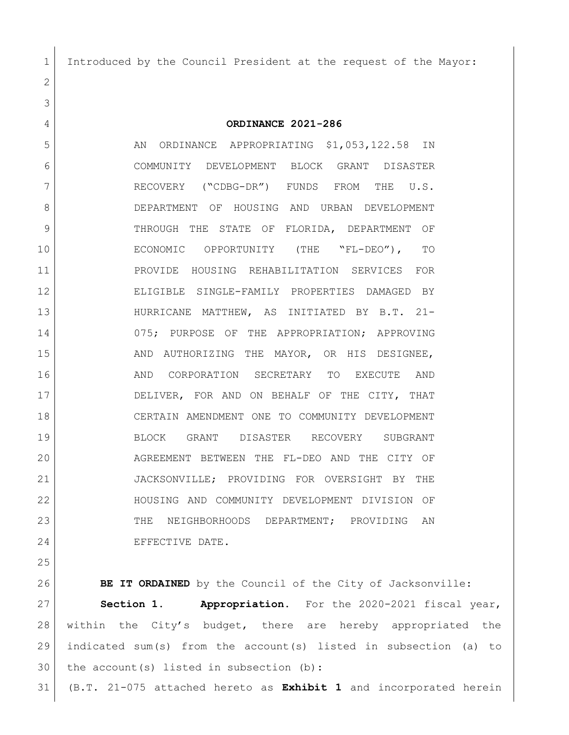Introduced by the Council President at the request of the Mayor:

**ORDINANCE 2021-286**

AN ORDINANCE APPROPRIATING $1,053,122.58 IN COMMUNITY DEVELOPMENT BLOCK GRANT DISASTER RECOVERY ("CDBG-DR") FUNDS FROM THE U.S. DEPARTMENT OF HOUSING AND URBAN DEVELOPMENT THROUGH THE STATE OF FLORIDA, DEPARTMENT OF ECONOMIC OPPORTUNITY (THE "FL-DEO"), TO PROVIDE HOUSING REHABILITATION SERVICES FOR ELIGIBLE SINGLE-FAMILY PROPERTIES DAMAGED BY HURRICANE MATTHEW, AS INITIATED BY B.T. 21-075; PURPOSE OF THE APPROPRIATION; APPROVING AND AUTHORIZING THE MAYOR, OR HIS DESIGNEE, AND CORPORATION SECRETARY TO EXECUTE AND DELIVER, FOR AND ON BEHALF OF THE CITY, THAT CERTAIN AMENDMENT ONE TO COMMUNITY DEVELOPMENT BLOCK GRANT DISASTER RECOVERY SUBGRANT AGREEMENT BETWEEN THE FL-DEO AND THE CITY OF JACKSONVILLE; PROVIDING FOR OVERSIGHT BY THE HOUSING AND COMMUNITY DEVELOPMENT DIVISION OF THE NEIGHBORHOODS DEPARTMENT; PROVIDING AN EFFECTIVE DATE.

**BE IT ORDAINED** by the Council of the City of Jacksonville:

**Section 1. Appropriation.** For the 2020-2021 fiscal year, within the City's budget, there are hereby appropriated the indicated sum(s) from the account(s) listed in subsection (a) to the account(s) listed in subsection (b):

(B.T. 21-075 attached hereto as **Exhibit 1** and incorporated herein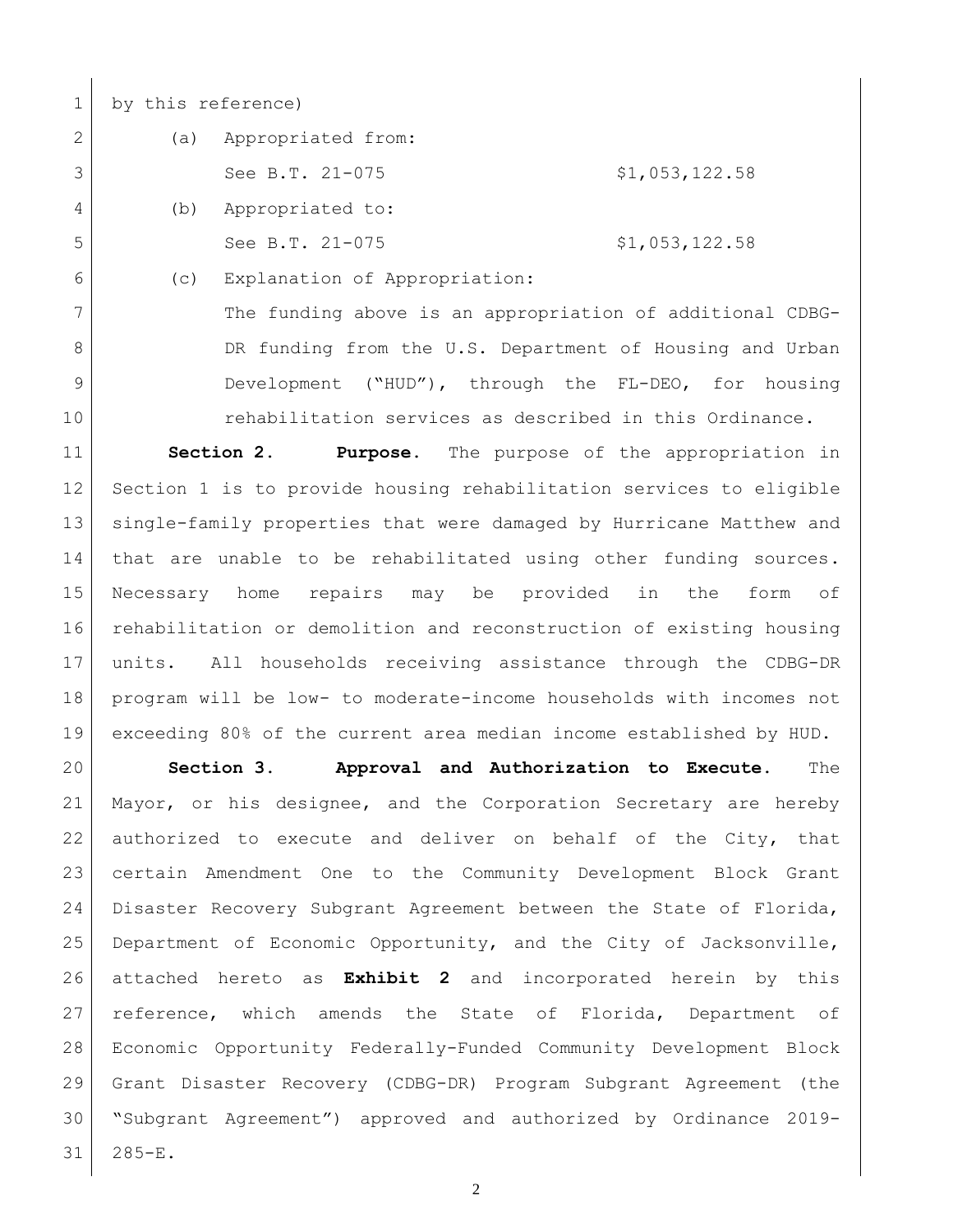by this reference)

(a) Appropriated from:

See B.T. 21-075 $1,053,122.58

(b) Appropriated to:

See B.T. 21-075 $1,053,122.58

(c) Explanation of Appropriation:

The funding above is an appropriation of additional CDBG-DR funding from the U.S. Department of Housing and Urban Development ("HUD"), through the FL-DEO, for housing rehabilitation services as described in this Ordinance.

**Section 2. Purpose.** The purpose of the appropriation in Section 1 is to provide housing rehabilitation services to eligible single-family properties that were damaged by Hurricane Matthew and that are unable to be rehabilitated using other funding sources. Necessary home repairs may be provided in the form of rehabilitation or demolition and reconstruction of existing housing units. All households receiving assistance through the CDBG-DR program will be low- to moderate-income households with incomes not exceeding 80% of the current area median income established by HUD.

**Section 3. Approval and Authorization to Execute.** The Mayor, or his designee, and the Corporation Secretary are hereby authorized to execute and deliver on behalf of the City, that certain Amendment One to the Community Development Block Grant Disaster Recovery Subgrant Agreement between the State of Florida, Department of Economic Opportunity, and the City of Jacksonville, attached hereto as **Exhibit 2** and incorporated herein by this reference, which amends the State of Florida, Department of Economic Opportunity Federally-Funded Community Development Block Grant Disaster Recovery (CDBG-DR) Program Subgrant Agreement (the "Subgrant Agreement") approved and authorized by Ordinance 2019-285-E.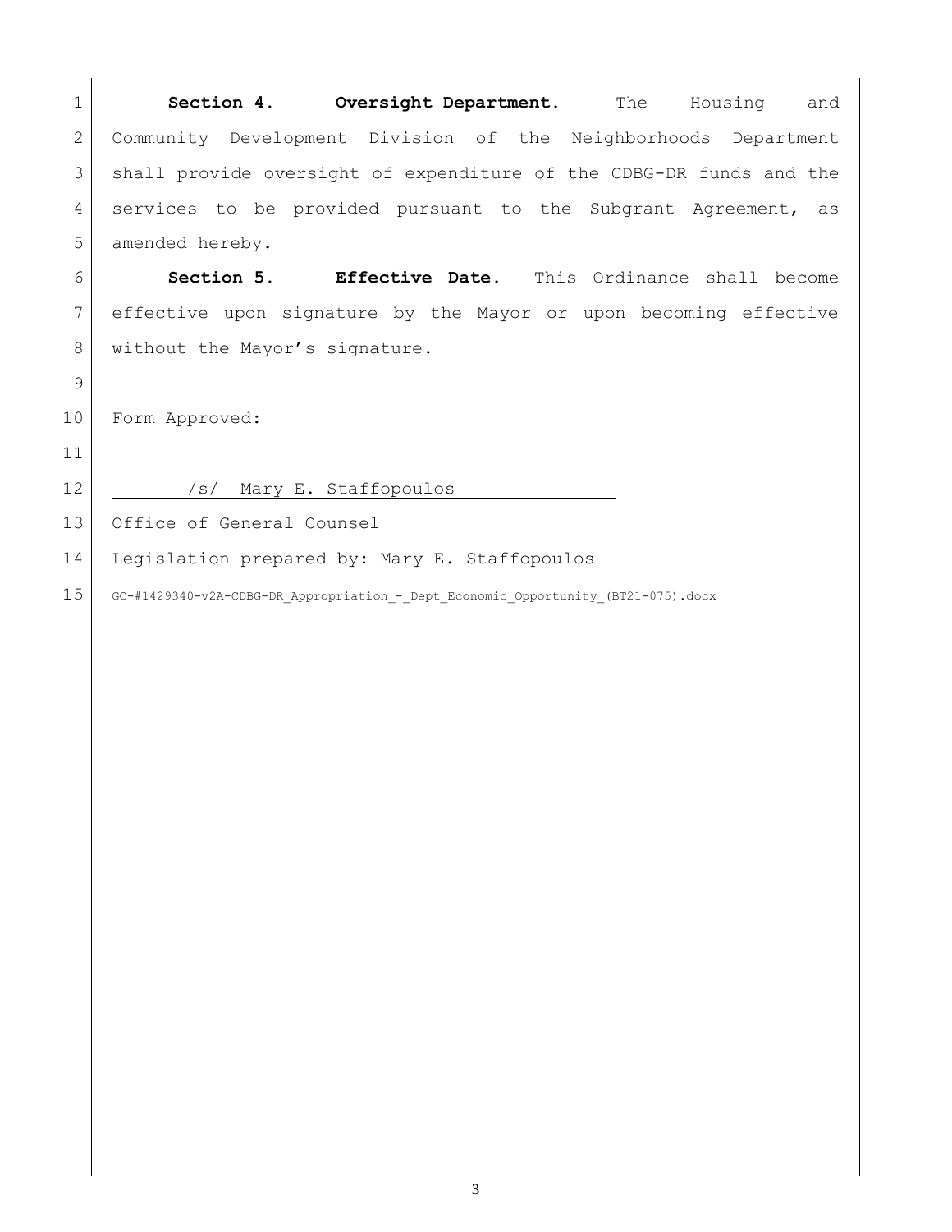**Section 4. Oversight Department.** The Housing and Community Development Division of the Neighborhoods Department shall provide oversight of expenditure of the CDBG-DR funds and the services to be provided pursuant to the Subgrant Agreement, as amended hereby.

**Section 5. Effective Date.** This Ordinance shall become effective upon signature by the Mayor or upon becoming effective without the Mayor's signature.

Form Approved:

/s/ Mary E. Staffopoulos

Office of General Counsel

Legislation prepared by: Mary E. Staffopoulos

GC-#1429340-v2A-CDBG-DR_Appropriation_-_Dept_Economic_Opportunity_(BT21-075).docx